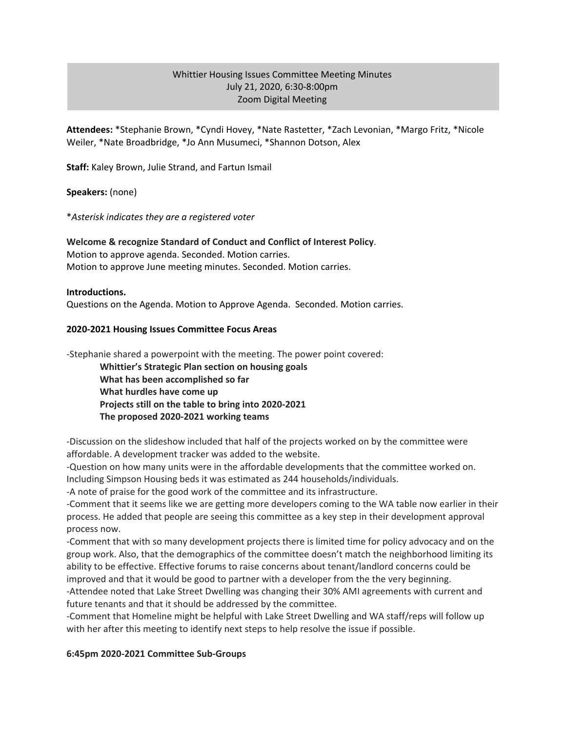# Whittier Housing Issues Committee Meeting Minutes
July 21, 2020, 6:30-8:00pm
Zoom Digital Meeting

**Attendees:** *Stephanie Brown, *Cyndi Hovey, *Nate Rastetter, *Zach Levonian, *Margo Fritz, *Nicole Weiler, *Nate Broadbridge, *Jo Ann Musumeci, *Shannon Dotson, Alex

**Staff:** Kaley Brown, Julie Strand, and Fartun Ismail

**Speakers:** (none)

**Asterisk indicates they are a registered voter*

**Welcome & recognize Standard of Conduct and Conflict of Interest Policy**.
Motion to approve agenda. Seconded. Motion carries.
Motion to approve June meeting minutes. Seconded. Motion carries.

**Introductions.**
Questions on the Agenda. Motion to Approve Agenda. Seconded. Motion carries.

**2020-2021 Housing Issues Committee Focus Areas**

-Stephanie shared a powerpoint with the meeting. The power point covered:

- **Whittier's Strategic Plan section on housing goals**
- **What has been accomplished so far**
- **What hurdles have come up**
- **Projects still on the table to bring into 2020-2021**
- **The proposed 2020-2021 working teams**

-Discussion on the slideshow included that half of the projects worked on by the committee were affordable. A development tracker was added to the website.
-Question on how many units were in the affordable developments that the committee worked on. Including Simpson Housing beds it was estimated as 244 households/individuals.
-A note of praise for the good work of the committee and its infrastructure.
-Comment that it seems like we are getting more developers coming to the WA table now earlier in their process. He added that people are seeing this committee as a key step in their development approval process now.
-Comment that with so many development projects there is limited time for policy advocacy and on the group work. Also, that the demographics of the committee doesn't match the neighborhood limiting its ability to be effective. Effective forums to raise concerns about tenant/landlord concerns could be improved and that it would be good to partner with a developer from the the very beginning.
-Attendee noted that Lake Street Dwelling was changing their 30% AMI agreements with current and future tenants and that it should be addressed by the committee.
-Comment that Homeline might be helpful with Lake Street Dwelling and WA staff/reps will follow up with her after this meeting to identify next steps to help resolve the issue if possible.

**6:45pm 2020-2021 Committee Sub-Groups**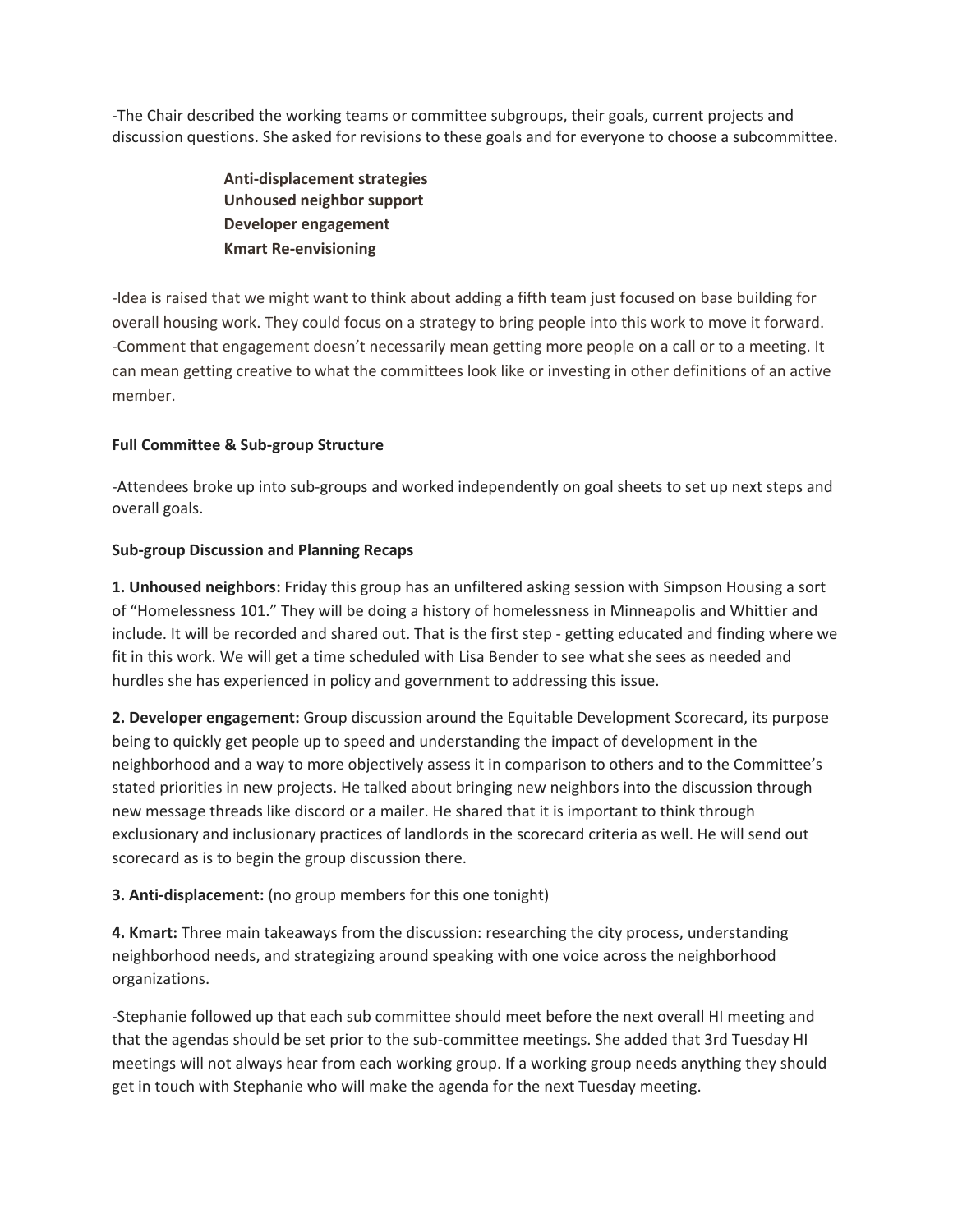-The Chair described the working teams or committee subgroups, their goals, current projects and discussion questions. She asked for revisions to these goals and for everyone to choose a subcommittee.

**Anti-displacement strategies**
**Unhoused neighbor support**
**Developer engagement**
**Kmart Re-envisioning**

-Idea is raised that we might want to think about adding a fifth team just focused on base building for overall housing work. They could focus on a strategy to bring people into this work to move it forward.
-Comment that engagement doesn't necessarily mean getting more people on a call or to a meeting. It can mean getting creative to what the committees look like or investing in other definitions of an active member.

**Full Committee & Sub-group Structure**

-Attendees broke up into sub-groups and worked independently on goal sheets to set up next steps and overall goals.

**Sub-group Discussion and Planning Recaps**

**1. Unhoused neighbors:** Friday this group has an unfiltered asking session with Simpson Housing a sort of "Homelessness 101." They will be doing a history of homelessness in Minneapolis and Whittier and include. It will be recorded and shared out. That is the first step - getting educated and finding where we fit in this work. We will get a time scheduled with Lisa Bender to see what she sees as needed and hurdles she has experienced in policy and government to addressing this issue.

**2. Developer engagement:** Group discussion around the Equitable Development Scorecard, its purpose being to quickly get people up to speed and understanding the impact of development in the neighborhood and a way to more objectively assess it in comparison to others and to the Committee's stated priorities in new projects. He talked about bringing new neighbors into the discussion through new message threads like discord or a mailer. He shared that it is important to think through exclusionary and inclusionary practices of landlords in the scorecard criteria as well. He will send out scorecard as is to begin the group discussion there.

**3. Anti-displacement:** (no group members for this one tonight)

**4. Kmart:** Three main takeaways from the discussion: researching the city process, understanding neighborhood needs, and strategizing around speaking with one voice across the neighborhood organizations.

-Stephanie followed up that each sub committee should meet before the next overall HI meeting and that the agendas should be set prior to the sub-committee meetings. She added that 3rd Tuesday HI meetings will not always hear from each working group. If a working group needs anything they should get in touch with Stephanie who will make the agenda for the next Tuesday meeting.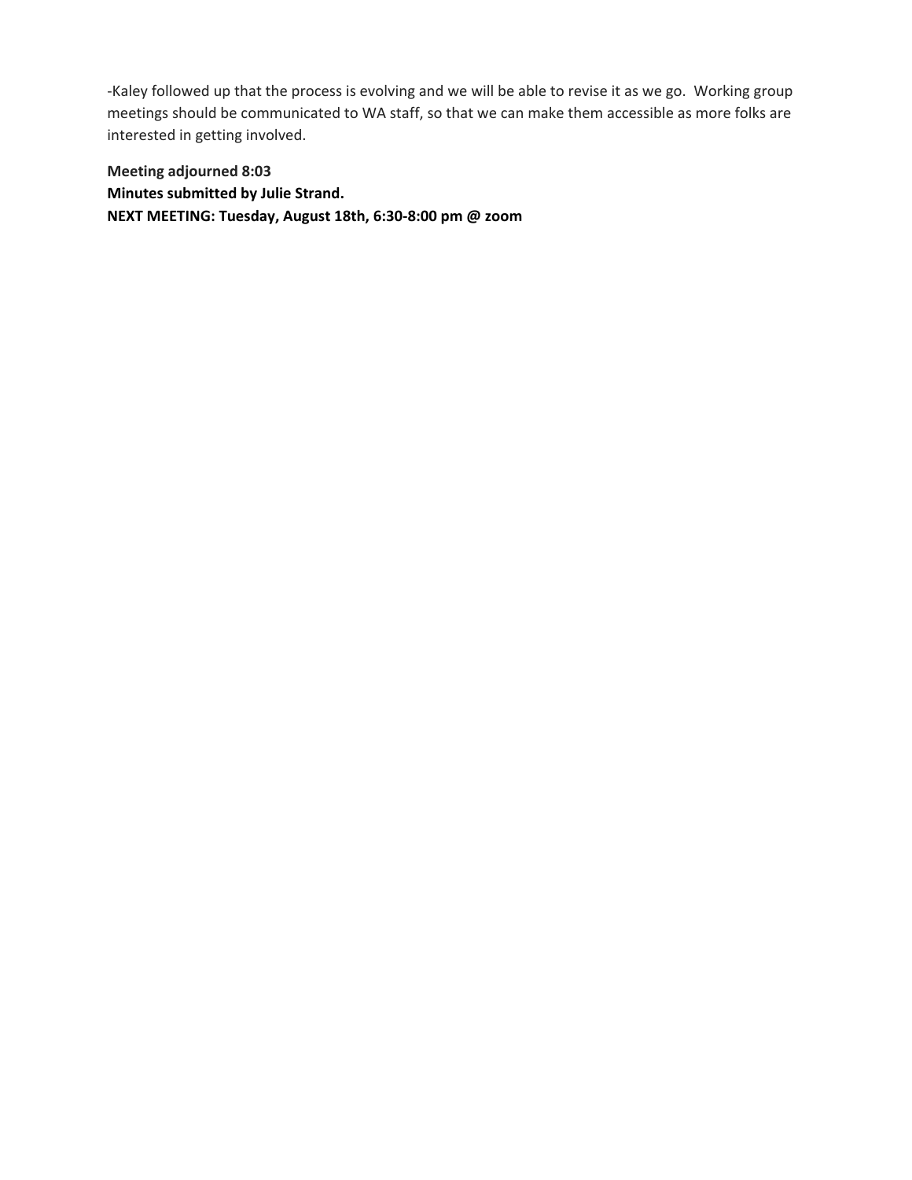-Kaley followed up that the process is evolving and we will be able to revise it as we go.  Working group meetings should be communicated to WA staff, so that we can make them accessible as more folks are interested in getting involved.

**Meeting adjourned 8:03**
**Minutes submitted by Julie Strand.**
**NEXT MEETING: Tuesday, August 18th, 6:30-8:00 pm @ zoom**